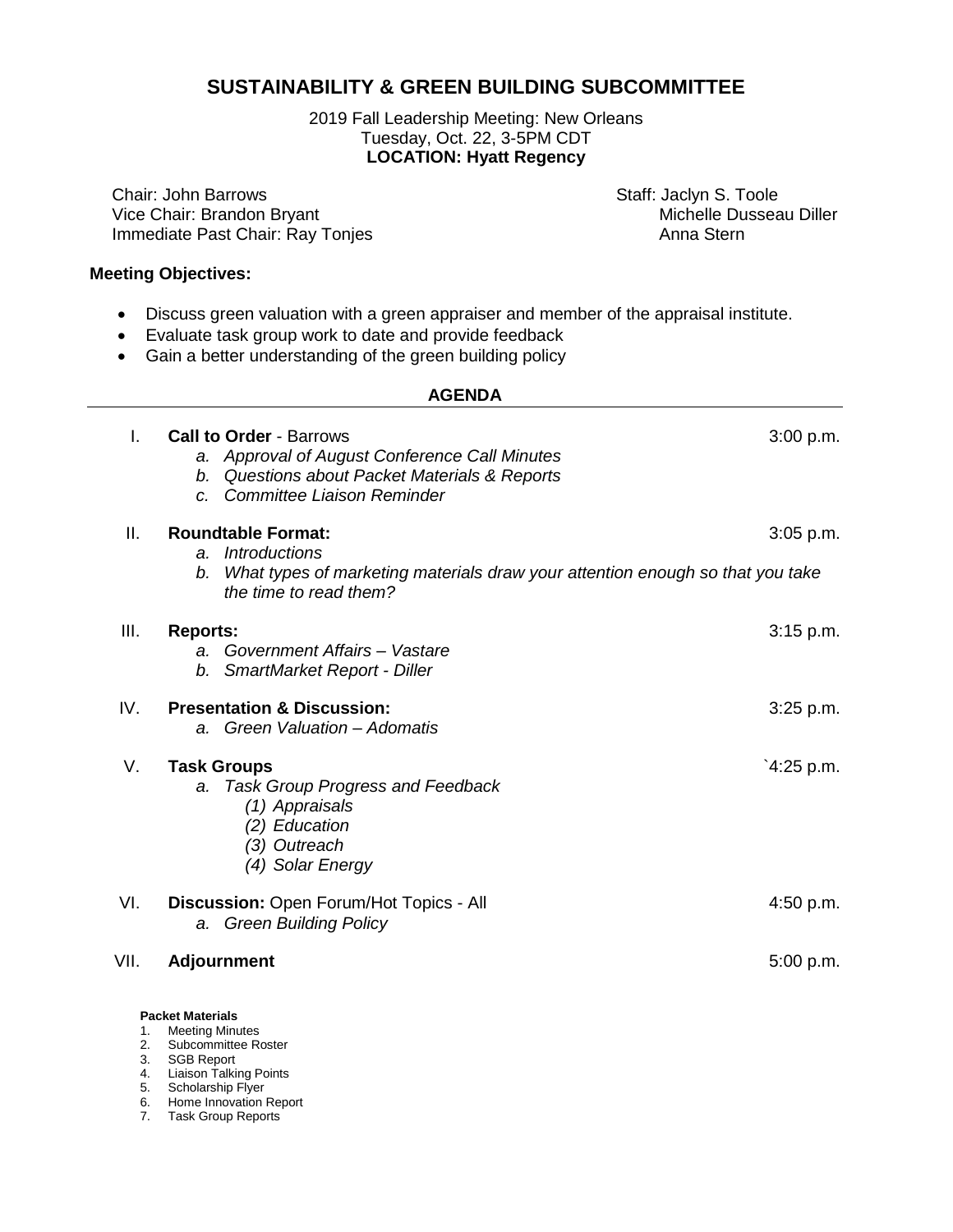# SUSTAINABILITY & GREEN BUILDING SUBCOMMITTEE

2019 Fall Leadership Meeting: New Orleans
Tuesday, Oct. 22, 3-5PM CDT
**LOCATION: Hyatt Regency**

Chair: John Barrows
Vice Chair: Brandon Bryant
Immediate Past Chair: Ray Tonjes

Staff: Jaclyn S. Toole
Michelle Dusseau Diller
Anna Stern

**Meeting Objectives:**

- Discuss green valuation with a green appraiser and member of the appraisal institute.
- Evaluate task group work to date and provide feedback
- Gain a better understanding of the green building policy

## AGENDA

I. **Call to Order** - Barrows — 3:00 p.m.
   a. *Approval of August Conference Call Minutes*
   b. *Questions about Packet Materials & Reports*
   c. *Committee Liaison Reminder*

II. **Roundtable Format:** — 3:05 p.m.
   a. *Introductions*
   b. *What types of marketing materials draw your attention enough so that you take the time to read them?*

III. **Reports:** — 3:15 p.m.
   a. *Government Affairs – Vastare*
   b. *SmartMarket Report - Diller*

IV. **Presentation & Discussion:** — 3:25 p.m.
   a. *Green Valuation – Adomatis*

V. **Task Groups** — `4:25 p.m.
   a. *Task Group Progress and Feedback*
      (1) *Appraisals*
      (2) *Education*
      (3) *Outreach*
      (4) *Solar Energy*

VI. **Discussion:** Open Forum/Hot Topics - All — 4:50 p.m.
   a. *Green Building Policy*

VII. **Adjournment** — 5:00 p.m.

**Packet Materials**

1. Meeting Minutes
2. Subcommittee Roster
3. SGB Report
4. Liaison Talking Points
5. Scholarship Flyer
6. Home Innovation Report
7. Task Group Reports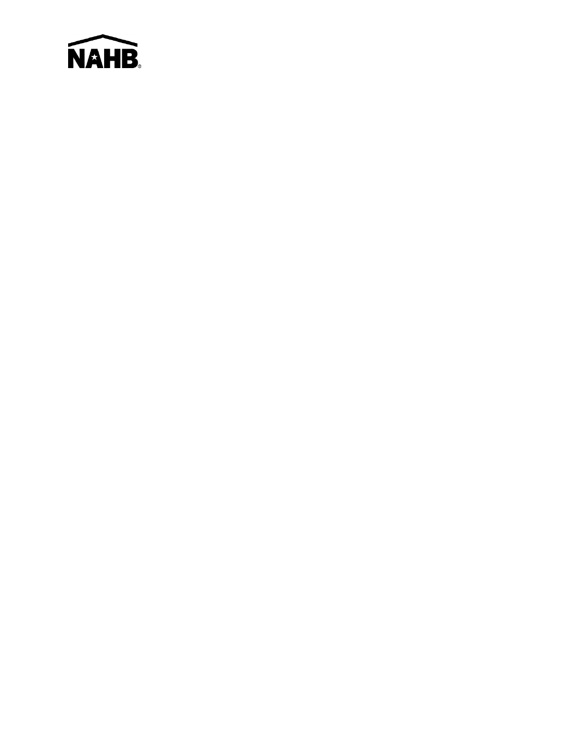NAHB®